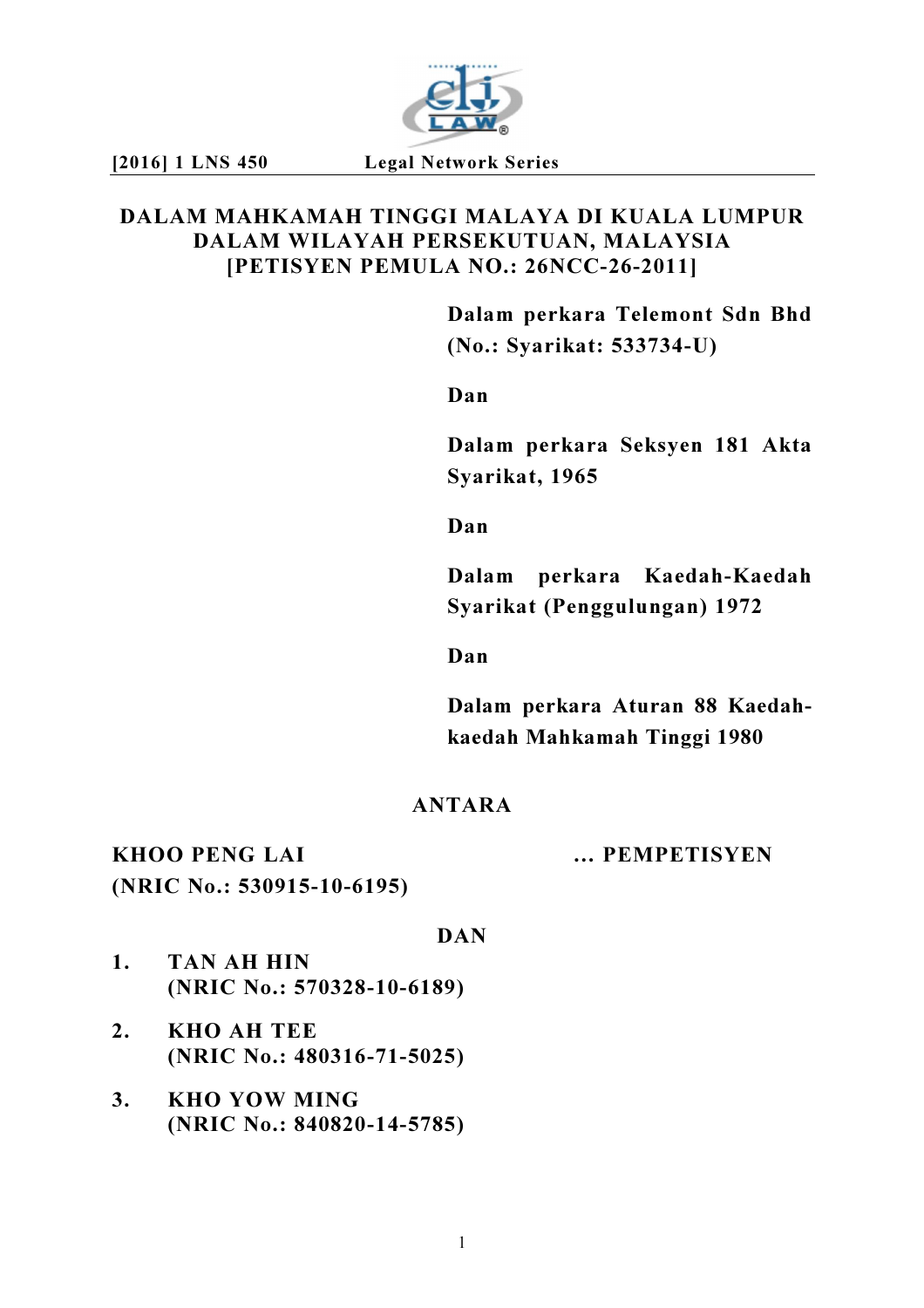**DALAM MAHKAMAH TINGGI MALAYA DI KUALA LUMPUR**
**DALAM WILAYAH PERSEKUTUAN, MALAYSIA**
**[PETISYEN PEMULA NO.: 26NCC-26-2011]**

**Dalam perkara Telemont Sdn Bhd (No.: Syarikat: 533734-U)**

**Dan**

**Dalam perkara Seksyen 181 Akta Syarikat, 1965**

**Dan**

**Dalam perkara Kaedah-Kaedah Syarikat (Penggulungan) 1972**

**Dan**

**Dalam perkara Aturan 88 Kaedah-kaedah Mahkamah Tinggi 1980**

**ANTARA**

**KHOO PENG LAI** ... **PEMPETISYEN**
**(NRIC No.: 530915-10-6195)**

**DAN**

1. **TAN AH HIN**
   **(NRIC No.: 570328-10-6189)**

2. **KHO AH TEE**
   **(NRIC No.: 480316-71-5025)**

3. **KHO YOW MING**
   **(NRIC No.: 840820-14-5785)**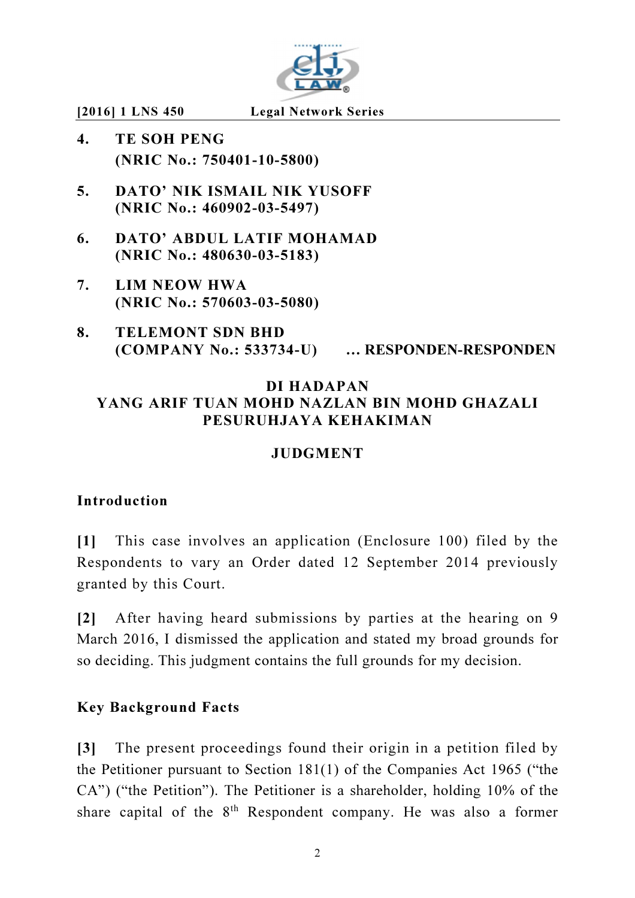4. **TE SOH PENG**
   **(NRIC No.: 750401-10-5800)**

5. **DATO' NIK ISMAIL NIK YUSOFF**
   **(NRIC No.: 460902-03-5497)**

6. **DATO' ABDUL LATIF MOHAMAD**
   **(NRIC No.: 480630-03-5183)**

7. **LIM NEOW HWA**
   **(NRIC No.: 570603-03-5080)**

8. **TELEMONT SDN BHD**
   **(COMPANY No.: 533734-U) ... RESPONDEN-RESPONDEN**

**DI HADAPAN**
**YANG ARIF TUAN MOHD NAZLAN BIN MOHD GHAZALI**
**PESURUHJAYA KEHAKIMAN**

## JUDGMENT

### Introduction

**[1]** This case involves an application (Enclosure 100) filed by the Respondents to vary an Order dated 12 September 2014 previously granted by this Court.

**[2]** After having heard submissions by parties at the hearing on 9 March 2016, I dismissed the application and stated my broad grounds for so deciding. This judgment contains the full grounds for my decision.

### Key Background Facts

**[3]** The present proceedings found their origin in a petition filed by the Petitioner pursuant to Section 181(1) of the Companies Act 1965 ("the CA") ("the Petition"). The Petitioner is a shareholder, holding 10% of the share capital of the 8th Respondent company. He was also a former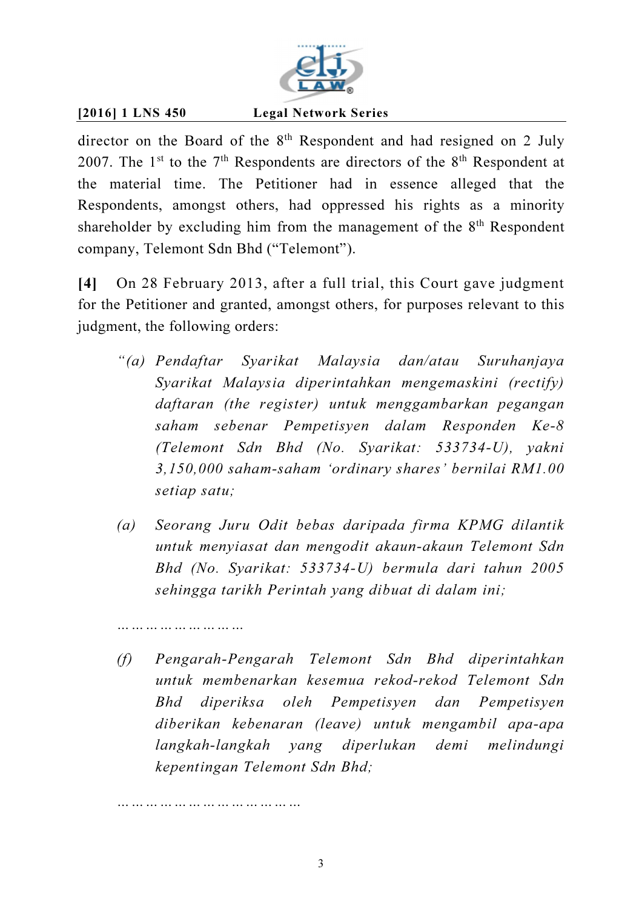director on the Board of the 8th Respondent and had resigned on 2 July 2007. The 1st to the 7th Respondents are directors of the 8th Respondent at the material time. The Petitioner had in essence alleged that the Respondents, amongst others, had oppressed his rights as a minority shareholder by excluding him from the management of the 8th Respondent company, Telemont Sdn Bhd ("Telemont").

**[4]** On 28 February 2013, after a full trial, this Court gave judgment for the Petitioner and granted, amongst others, for purposes relevant to this judgment, the following orders:

> *"(a) Pendaftar Syarikat Malaysia dan/atau Suruhanjaya Syarikat Malaysia diperintahkan mengemaskini (rectify) daftaran (the register) untuk menggambarkan pegangan saham sebenar Pempetisyen dalam Responden Ke-8 (Telemont Sdn Bhd (No. Syarikat: 533734-U), yakni 3,150,000 saham-saham 'ordinary shares' bernilai RM1.00 setiap satu;*
>
> *(a) Seorang Juru Odit bebas daripada firma KPMG dilantik untuk menyiasat dan mengodit akaun-akaun Telemont Sdn Bhd (No. Syarikat: 533734-U) bermula dari tahun 2005 sehingga tarikh Perintah yang dibuat di dalam ini;*
>
> ………………………
>
> *(f) Pengarah-Pengarah Telemont Sdn Bhd diperintahkan untuk membenarkan kesemua rekod-rekod Telemont Sdn Bhd diperiksa oleh Pempetisyen dan Pempetisyen diberikan kebenaran (leave) untuk mengambil apa-apa langkah-langkah yang diperlukan demi melindungi kepentingan Telemont Sdn Bhd;*
>
> ………………………………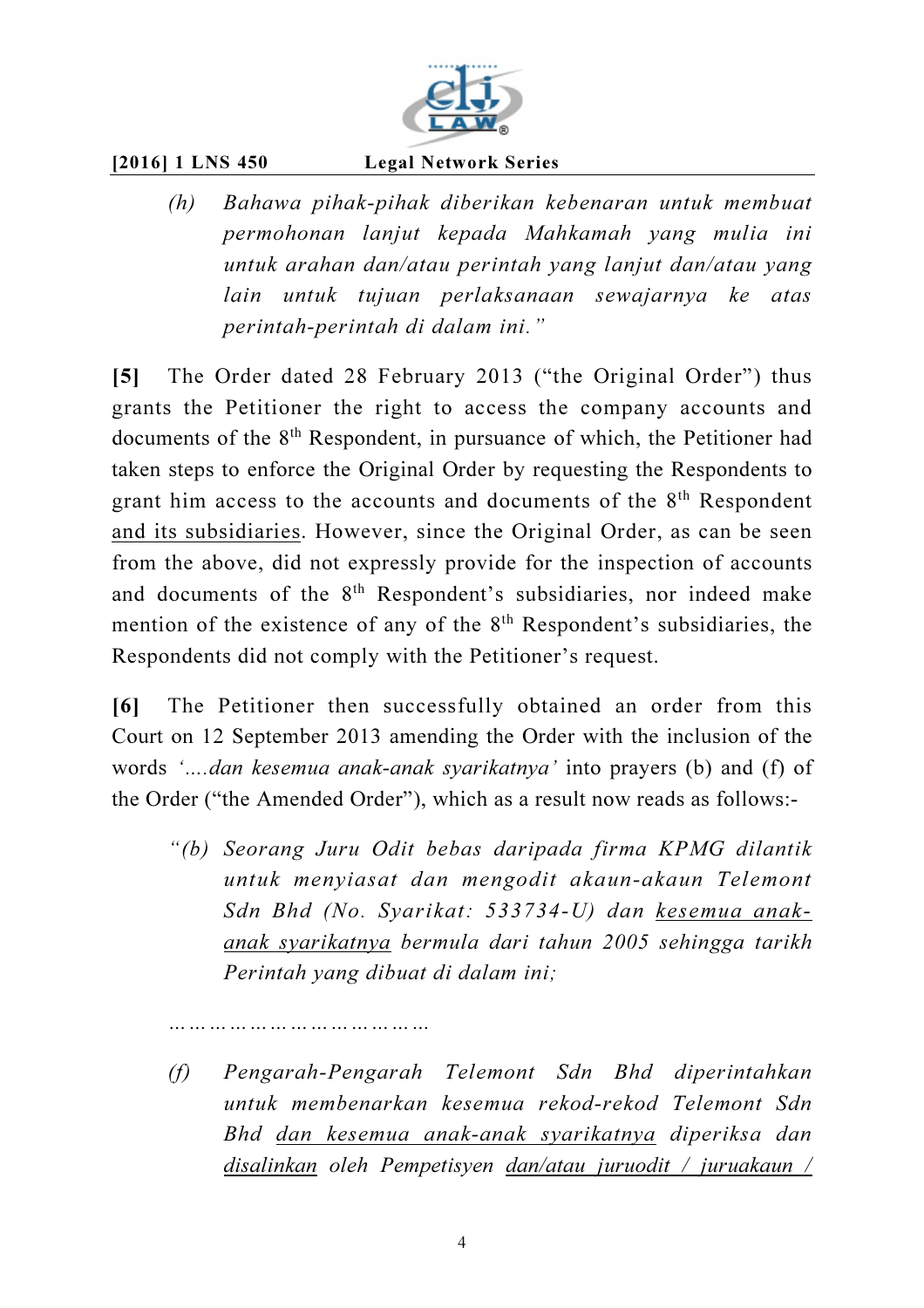> *(h) Bahawa pihak-pihak diberikan kebenaran untuk membuat permohonan lanjut kepada Mahkamah yang mulia ini untuk arahan dan/atau perintah yang lanjut dan/atau yang lain untuk tujuan perlaksanaan sewajarnya ke atas perintah-perintah di dalam ini."*

**[5]** The Order dated 28 February 2013 ("the Original Order") thus grants the Petitioner the right to access the company accounts and documents of the 8th Respondent, in pursuance of which, the Petitioner had taken steps to enforce the Original Order by requesting the Respondents to grant him access to the accounts and documents of the 8th Respondent <u>and its subsidiaries</u>. However, since the Original Order, as can be seen from the above, did not expressly provide for the inspection of accounts and documents of the 8th Respondent's subsidiaries, nor indeed make mention of the existence of any of the 8th Respondent's subsidiaries, the Respondents did not comply with the Petitioner's request.

**[6]** The Petitioner then successfully obtained an order from this Court on 12 September 2013 amending the Order with the inclusion of the words *'....dan kesemua anak-anak syarikatnya'* into prayers (b) and (f) of the Order ("the Amended Order"), which as a result now reads as follows:-

> *"(b) Seorang Juru Odit bebas daripada firma KPMG dilantik untuk menyiasat dan mengodit akaun-akaun Telemont Sdn Bhd (No. Syarikat: 533734-U) dan <u>kesemua anak-anak syarikatnya</u> bermula dari tahun 2005 sehingga tarikh Perintah yang dibuat di dalam ini;*
>
> *…………………………………*
>
> *(f) Pengarah-Pengarah Telemont Sdn Bhd diperintahkan untuk membenarkan kesemua rekod-rekod Telemont Sdn Bhd <u>dan kesemua anak-anak syarikatnya</u> diperiksa dan <u>disalinkan</u> oleh Pempetisyen <u>dan/atau juruodit / juruakaun /</u>*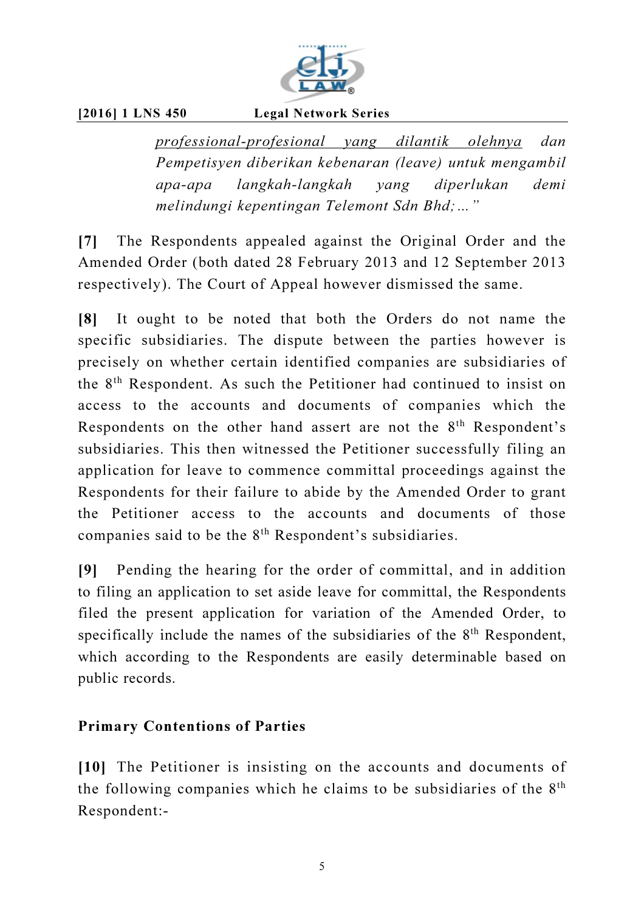> *<u>professional-profesional yang dilantik olehnya</u> dan Pempetisyen diberikan kebenaran (leave) untuk mengambil apa-apa langkah-langkah yang diperlukan demi melindungi kepentingan Telemont Sdn Bhd;…"*

**[7]** The Respondents appealed against the Original Order and the Amended Order (both dated 28 February 2013 and 12 September 2013 respectively). The Court of Appeal however dismissed the same.

**[8]** It ought to be noted that both the Orders do not name the specific subsidiaries. The dispute between the parties however is precisely on whether certain identified companies are subsidiaries of the 8th Respondent. As such the Petitioner had continued to insist on access to the accounts and documents of companies which the Respondents on the other hand assert are not the 8th Respondent's subsidiaries. This then witnessed the Petitioner successfully filing an application for leave to commence committal proceedings against the Respondents for their failure to abide by the Amended Order to grant the Petitioner access to the accounts and documents of those companies said to be the 8th Respondent's subsidiaries.

**[9]** Pending the hearing for the order of committal, and in addition to filing an application to set aside leave for committal, the Respondents filed the present application for variation of the Amended Order, to specifically include the names of the subsidiaries of the 8th Respondent, which according to the Respondents are easily determinable based on public records.

**Primary Contentions of Parties**

**[10]** The Petitioner is insisting on the accounts and documents of the following companies which he claims to be subsidiaries of the 8th Respondent:-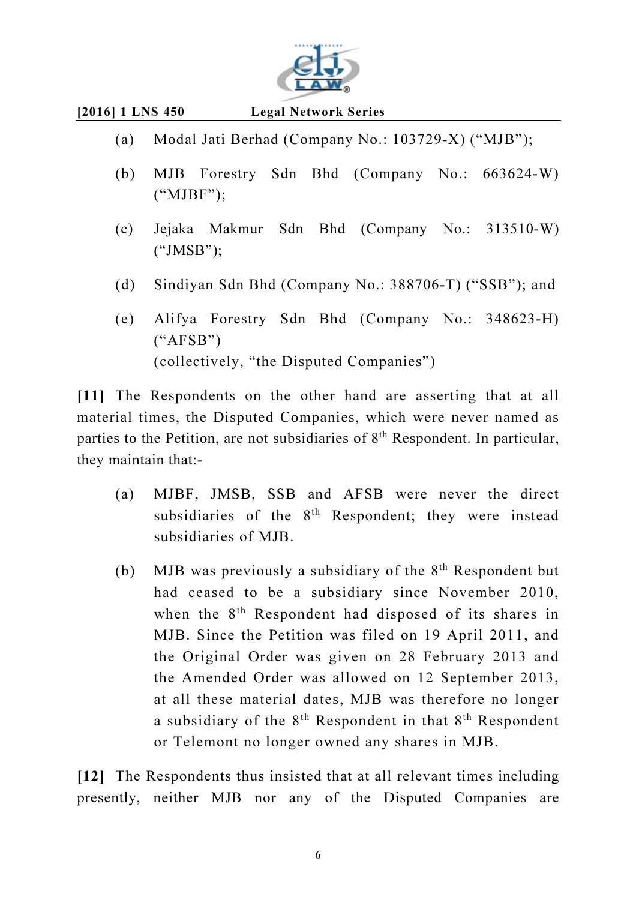(a) Modal Jati Berhad (Company No.: 103729-X) ("MJB");

(b) MJB Forestry Sdn Bhd (Company No.: 663624-W) ("MJBF");

(c) Jejaka Makmur Sdn Bhd (Company No.: 313510-W) ("JMSB");

(d) Sindiyan Sdn Bhd (Company No.: 388706-T) ("SSB"); and

(e) Alifya Forestry Sdn Bhd (Company No.: 348623-H) ("AFSB")
(collectively, "the Disputed Companies")

**[11]** The Respondents on the other hand are asserting that at all material times, the Disputed Companies, which were never named as parties to the Petition, are not subsidiaries of 8th Respondent. In particular, they maintain that:-

(a) MJBF, JMSB, SSB and AFSB were never the direct subsidiaries of the 8th Respondent; they were instead subsidiaries of MJB.

(b) MJB was previously a subsidiary of the 8th Respondent but had ceased to be a subsidiary since November 2010, when the 8th Respondent had disposed of its shares in MJB. Since the Petition was filed on 19 April 2011, and the Original Order was given on 28 February 2013 and the Amended Order was allowed on 12 September 2013, at all these material dates, MJB was therefore no longer a subsidiary of the 8th Respondent in that 8th Respondent or Telemont no longer owned any shares in MJB.

**[12]** The Respondents thus insisted that at all relevant times including presently, neither MJB nor any of the Disputed Companies are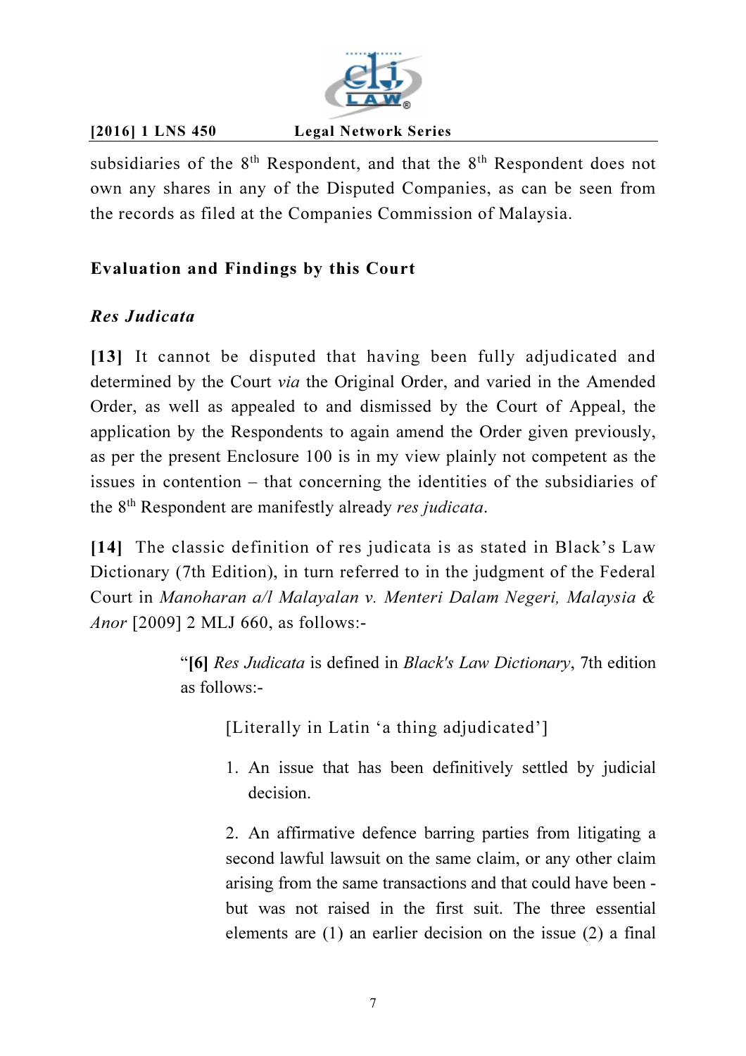subsidiaries of the 8th Respondent, and that the 8th Respondent does not own any shares in any of the Disputed Companies, as can be seen from the records as filed at the Companies Commission of Malaysia.

## Evaluation and Findings by this Court

### *Res Judicata*

**[13]** It cannot be disputed that having been fully adjudicated and determined by the Court *via* the Original Order, and varied in the Amended Order, as well as appealed to and dismissed by the Court of Appeal, the application by the Respondents to again amend the Order given previously, as per the present Enclosure 100 is in my view plainly not competent as the issues in contention – that concerning the identities of the subsidiaries of the 8th Respondent are manifestly already *res judicata*.

**[14]** The classic definition of res judicata is as stated in Black's Law Dictionary (7th Edition), in turn referred to in the judgment of the Federal Court in *Manoharan a/l Malayalan v. Menteri Dalam Negeri, Malaysia & Anor* [2009] 2 MLJ 660, as follows:-

> "**[6]** *Res Judicata* is defined in *Black's Law Dictionary*, 7th edition as follows:-
>
> > [Literally in Latin 'a thing adjudicated']
> >
> > 1. An issue that has been definitively settled by judicial decision.
> >
> > 2. An affirmative defence barring parties from litigating a second lawful lawsuit on the same claim, or any other claim arising from the same transactions and that could have been - but was not raised in the first suit. The three essential elements are (1) an earlier decision on the issue (2) a final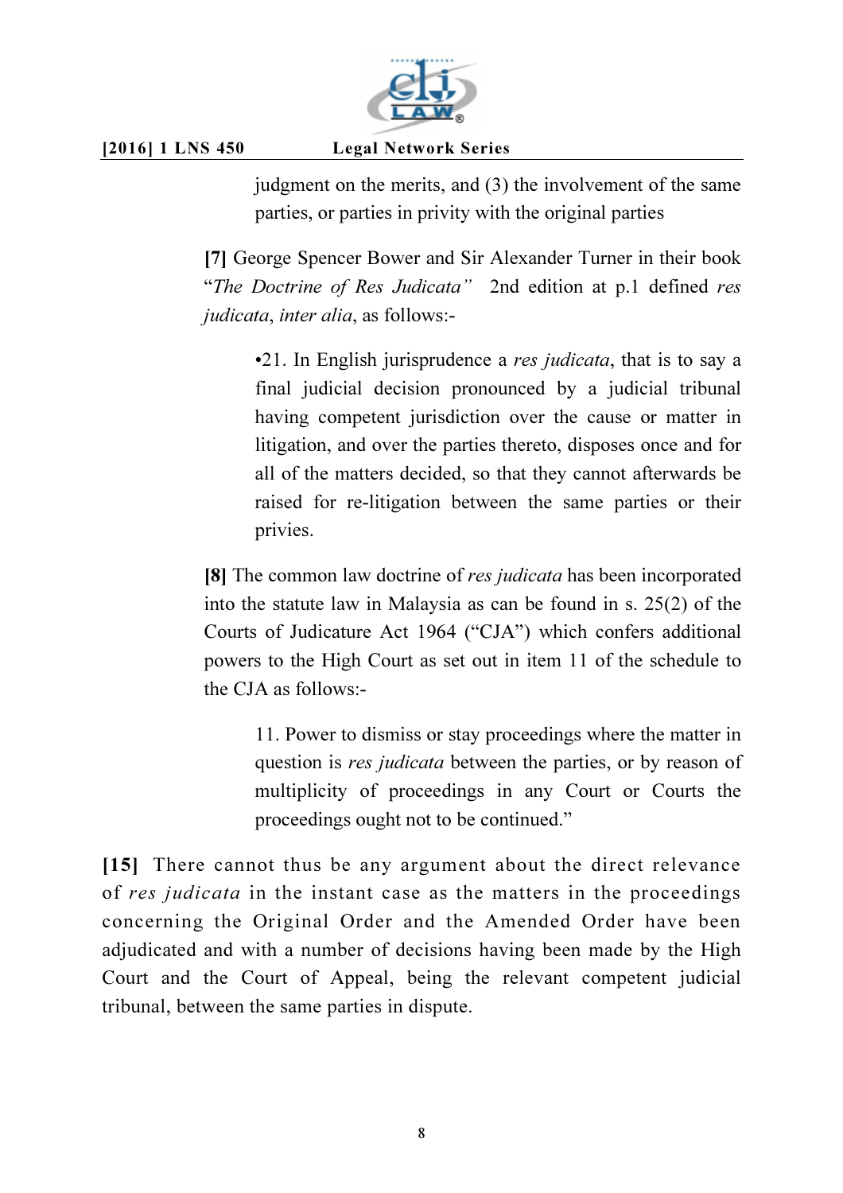> judgment on the merits, and (3) the involvement of the same parties, or parties in privity with the original parties

> **[7]** George Spencer Bower and Sir Alexander Turner in their book "*The Doctrine of Res Judicata*" 2nd edition at p.1 defined *res judicata*, *inter alia*, as follows:-
>
> > •21. In English jurisprudence a *res judicata*, that is to say a final judicial decision pronounced by a judicial tribunal having competent jurisdiction over the cause or matter in litigation, and over the parties thereto, disposes once and for all of the matters decided, so that they cannot afterwards be raised for re-litigation between the same parties or their privies.
>
> **[8]** The common law doctrine of *res judicata* has been incorporated into the statute law in Malaysia as can be found in s. 25(2) of the Courts of Judicature Act 1964 ("CJA") which confers additional powers to the High Court as set out in item 11 of the schedule to the CJA as follows:-
>
> > 11. Power to dismiss or stay proceedings where the matter in question is *res judicata* between the parties, or by reason of multiplicity of proceedings in any Court or Courts the proceedings ought not to be continued."

**[15]** There cannot thus be any argument about the direct relevance of *res judicata* in the instant case as the matters in the proceedings concerning the Original Order and the Amended Order have been adjudicated and with a number of decisions having been made by the High Court and the Court of Appeal, being the relevant competent judicial tribunal, between the same parties in dispute.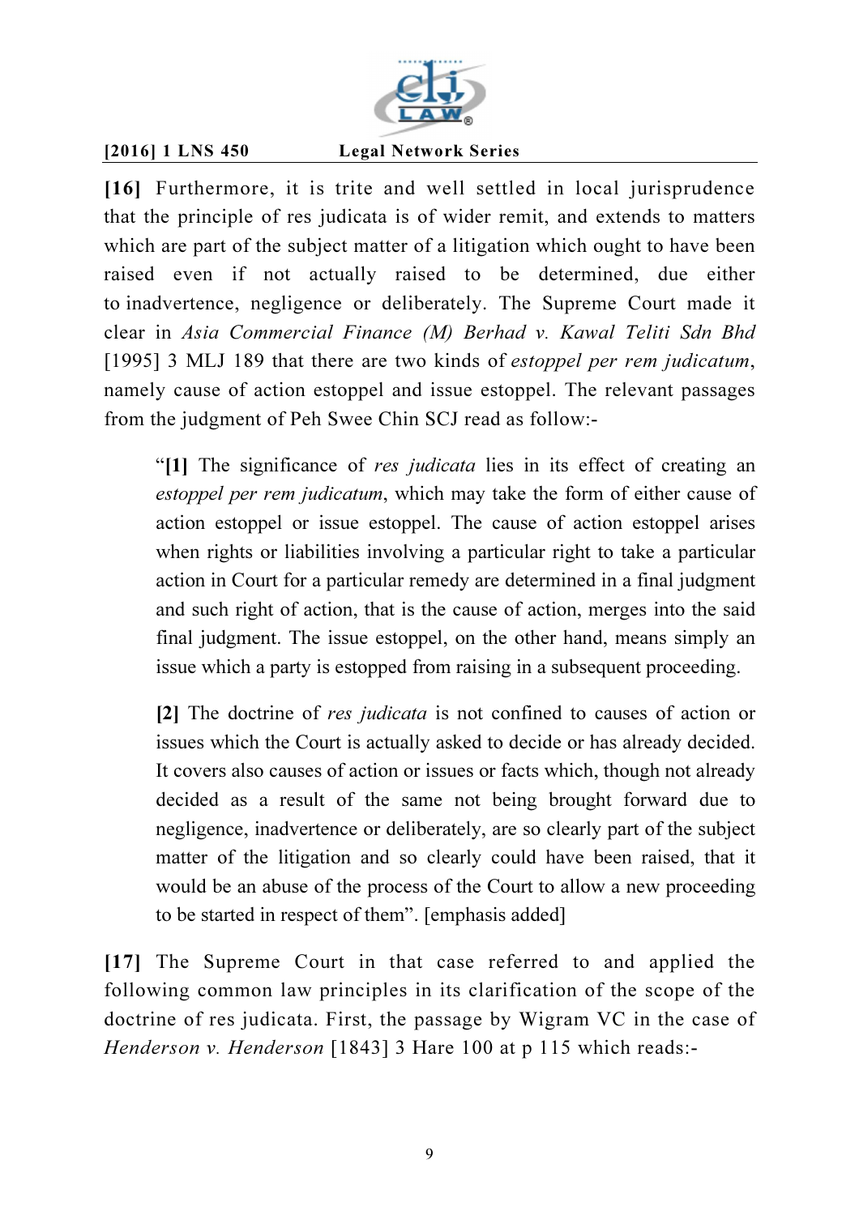**[16]** Furthermore, it is trite and well settled in local jurisprudence that the principle of res judicata is of wider remit, and extends to matters which are part of the subject matter of a litigation which ought to have been raised even if not actually raised to be determined, due either to inadvertence, negligence or deliberately. The Supreme Court made it clear in *Asia Commercial Finance (M) Berhad v. Kawal Teliti Sdn Bhd* [1995] 3 MLJ 189 that there are two kinds of *estoppel per rem judicatum*, namely cause of action estoppel and issue estoppel. The relevant passages from the judgment of Peh Swee Chin SCJ read as follow:-

> "**[1]** The significance of *res judicata* lies in its effect of creating an *estoppel per rem judicatum*, which may take the form of either cause of action estoppel or issue estoppel. The cause of action estoppel arises when rights or liabilities involving a particular right to take a particular action in Court for a particular remedy are determined in a final judgment and such right of action, that is the cause of action, merges into the said final judgment. The issue estoppel, on the other hand, means simply an issue which a party is estopped from raising in a subsequent proceeding.
>
> **[2]** The doctrine of *res judicata* is not confined to causes of action or issues which the Court is actually asked to decide or has already decided. It covers also causes of action or issues or facts which, though not already decided as a result of the same not being brought forward due to negligence, inadvertence or deliberately, are so clearly part of the subject matter of the litigation and so clearly could have been raised, that it would be an abuse of the process of the Court to allow a new proceeding to be started in respect of them". [emphasis added]

**[17]** The Supreme Court in that case referred to and applied the following common law principles in its clarification of the scope of the doctrine of res judicata. First, the passage by Wigram VC in the case of *Henderson v. Henderson* [1843] 3 Hare 100 at p 115 which reads:-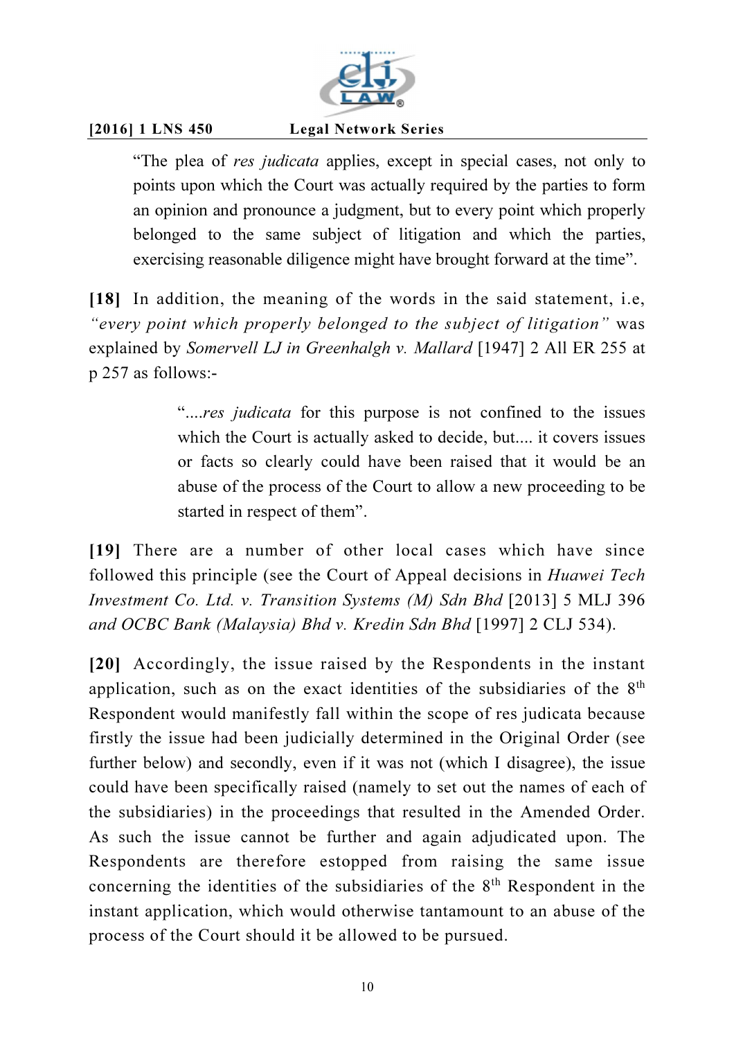> "The plea of *res judicata* applies, except in special cases, not only to points upon which the Court was actually required by the parties to form an opinion and pronounce a judgment, but to every point which properly belonged to the same subject of litigation and which the parties, exercising reasonable diligence might have brought forward at the time".

**[18]** In addition, the meaning of the words in the said statement, i.e, *"every point which properly belonged to the subject of litigation"* was explained by *Somervell LJ in Greenhalgh v. Mallard* [1947] 2 All ER 255 at p 257 as follows:-

> "....*res judicata* for this purpose is not confined to the issues which the Court is actually asked to decide, but.... it covers issues or facts so clearly could have been raised that it would be an abuse of the process of the Court to allow a new proceeding to be started in respect of them".

**[19]** There are a number of other local cases which have since followed this principle (see the Court of Appeal decisions in *Huawei Tech Investment Co. Ltd. v. Transition Systems (M) Sdn Bhd* [2013] 5 MLJ 396 *and OCBC Bank (Malaysia) Bhd v. Kredin Sdn Bhd* [1997] 2 CLJ 534).

**[20]** Accordingly, the issue raised by the Respondents in the instant application, such as on the exact identities of the subsidiaries of the 8th Respondent would manifestly fall within the scope of res judicata because firstly the issue had been judicially determined in the Original Order (see further below) and secondly, even if it was not (which I disagree), the issue could have been specifically raised (namely to set out the names of each of the subsidiaries) in the proceedings that resulted in the Amended Order. As such the issue cannot be further and again adjudicated upon. The Respondents are therefore estopped from raising the same issue concerning the identities of the subsidiaries of the 8th Respondent in the instant application, which would otherwise tantamount to an abuse of the process of the Court should it be allowed to be pursued.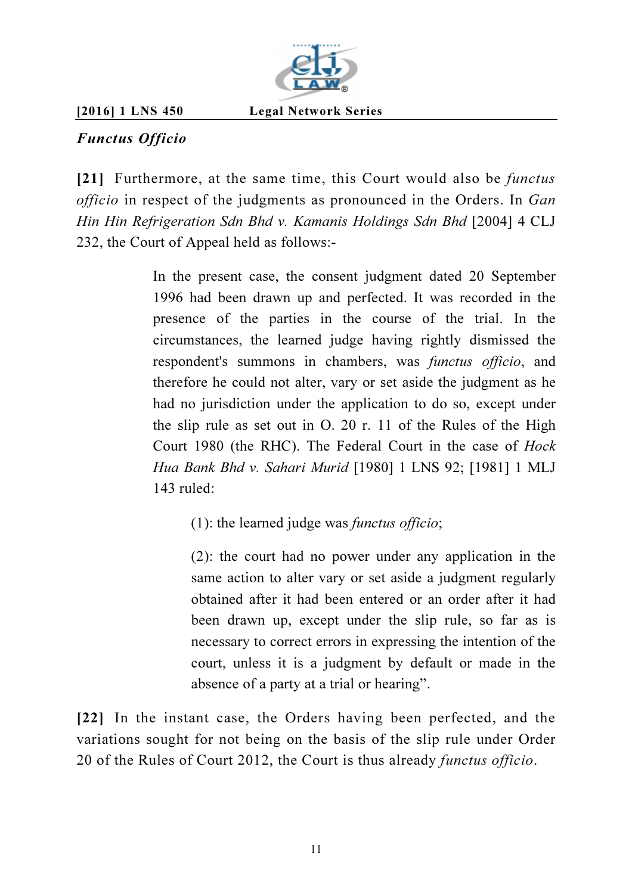***Functus Officio***

**[21]** Furthermore, at the same time, this Court would also be *functus officio* in respect of the judgments as pronounced in the Orders. In *Gan Hin Hin Refrigeration Sdn Bhd v. Kamanis Holdings Sdn Bhd* [2004] 4 CLJ 232, the Court of Appeal held as follows:-

> In the present case, the consent judgment dated 20 September 1996 had been drawn up and perfected. It was recorded in the presence of the parties in the course of the trial. In the circumstances, the learned judge having rightly dismissed the respondent's summons in chambers, was *functus officio*, and therefore he could not alter, vary or set aside the judgment as he had no jurisdiction under the application to do so, except under the slip rule as set out in O. 20 r. 11 of the Rules of the High Court 1980 (the RHC). The Federal Court in the case of *Hock Hua Bank Bhd v. Sahari Murid* [1980] 1 LNS 92; [1981] 1 MLJ 143 ruled:
>
> > (1): the learned judge was *functus officio*;
> >
> > (2): the court had no power under any application in the same action to alter vary or set aside a judgment regularly obtained after it had been entered or an order after it had been drawn up, except under the slip rule, so far as is necessary to correct errors in expressing the intention of the court, unless it is a judgment by default or made in the absence of a party at a trial or hearing".

**[22]** In the instant case, the Orders having been perfected, and the variations sought for not being on the basis of the slip rule under Order 20 of the Rules of Court 2012, the Court is thus already *functus officio*.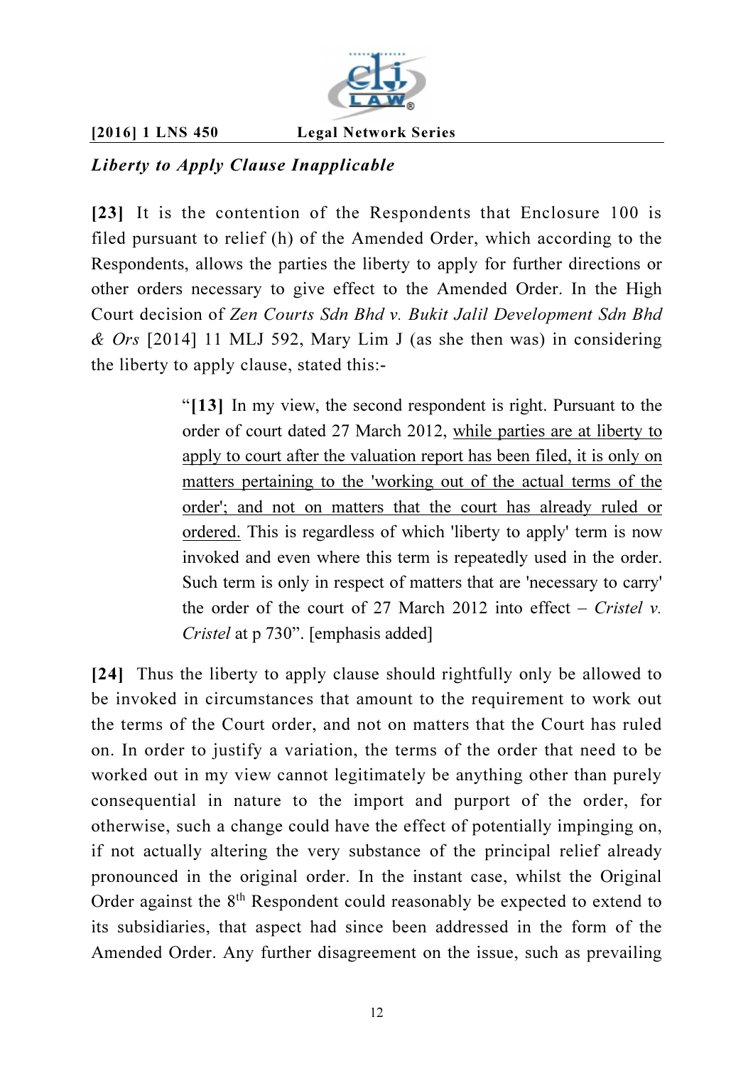## *Liberty to Apply Clause Inapplicable*

**[23]** It is the contention of the Respondents that Enclosure 100 is filed pursuant to relief (h) of the Amended Order, which according to the Respondents, allows the parties the liberty to apply for further directions or other orders necessary to give effect to the Amended Order. In the High Court decision of *Zen Courts Sdn Bhd v. Bukit Jalil Development Sdn Bhd & Ors* [2014] 11 MLJ 592, Mary Lim J (as she then was) in considering the liberty to apply clause, stated this:-

> "**[13]** In my view, the second respondent is right. Pursuant to the order of court dated 27 March 2012, <u>while parties are at liberty to apply to court after the valuation report has been filed, it is only on matters pertaining to the 'working out of the actual terms of the order'; and not on matters that the court has already ruled or ordered.</u> This is regardless of which 'liberty to apply' term is now invoked and even where this term is repeatedly used in the order. Such term is only in respect of matters that are 'necessary to carry' the order of the court of 27 March 2012 into effect – *Cristel v. Cristel* at p 730". [emphasis added]

**[24]** Thus the liberty to apply clause should rightfully only be allowed to be invoked in circumstances that amount to the requirement to work out the terms of the Court order, and not on matters that the Court has ruled on. In order to justify a variation, the terms of the order that need to be worked out in my view cannot legitimately be anything other than purely consequential in nature to the import and purport of the order, for otherwise, such a change could have the effect of potentially impinging on, if not actually altering the very substance of the principal relief already pronounced in the original order. In the instant case, whilst the Original Order against the 8th Respondent could reasonably be expected to extend to its subsidiaries, that aspect had since been addressed in the form of the Amended Order. Any further disagreement on the issue, such as prevailing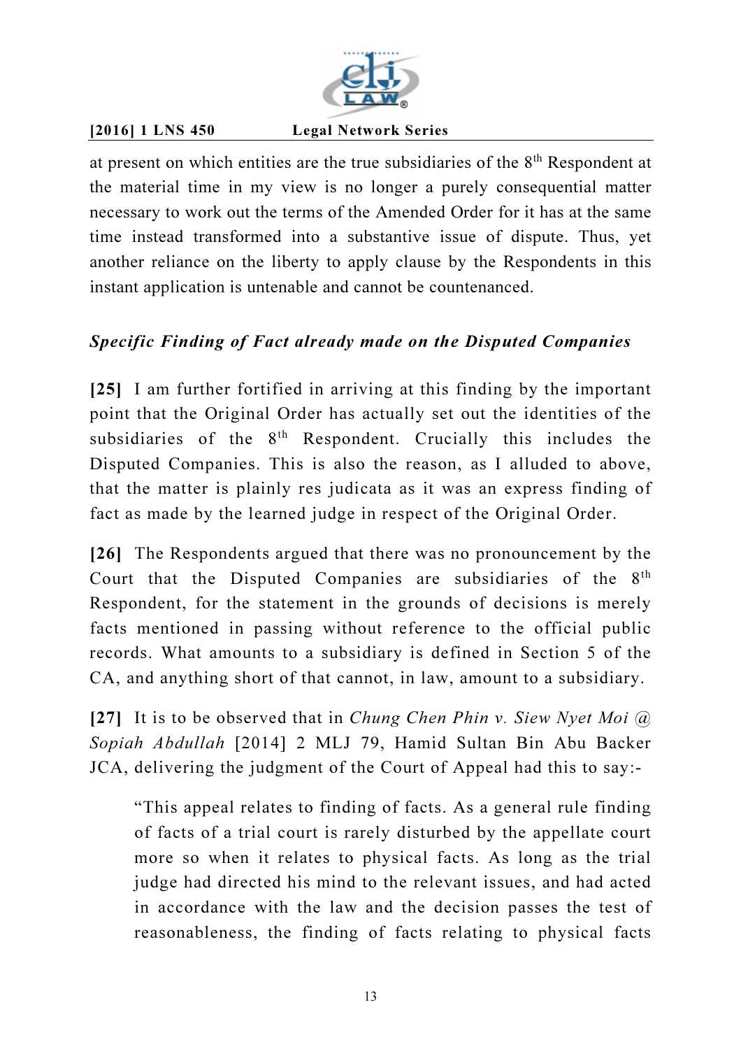at present on which entities are the true subsidiaries of the 8th Respondent at the material time in my view is no longer a purely consequential matter necessary to work out the terms of the Amended Order for it has at the same time instead transformed into a substantive issue of dispute. Thus, yet another reliance on the liberty to apply clause by the Respondents in this instant application is untenable and cannot be countenanced.

### *Specific Finding of Fact already made on the Disputed Companies*

**[25]** I am further fortified in arriving at this finding by the important point that the Original Order has actually set out the identities of the subsidiaries of the 8th Respondent. Crucially this includes the Disputed Companies. This is also the reason, as I alluded to above, that the matter is plainly res judicata as it was an express finding of fact as made by the learned judge in respect of the Original Order.

**[26]** The Respondents argued that there was no pronouncement by the Court that the Disputed Companies are subsidiaries of the 8th Respondent, for the statement in the grounds of decisions is merely facts mentioned in passing without reference to the official public records. What amounts to a subsidiary is defined in Section 5 of the CA, and anything short of that cannot, in law, amount to a subsidiary.

**[27]** It is to be observed that in *Chung Chen Phin v. Siew Nyet Moi @ Sopiah Abdullah* [2014] 2 MLJ 79, Hamid Sultan Bin Abu Backer JCA, delivering the judgment of the Court of Appeal had this to say:-

> "This appeal relates to finding of facts. As a general rule finding of facts of a trial court is rarely disturbed by the appellate court more so when it relates to physical facts. As long as the trial judge had directed his mind to the relevant issues, and had acted in accordance with the law and the decision passes the test of reasonableness, the finding of facts relating to physical facts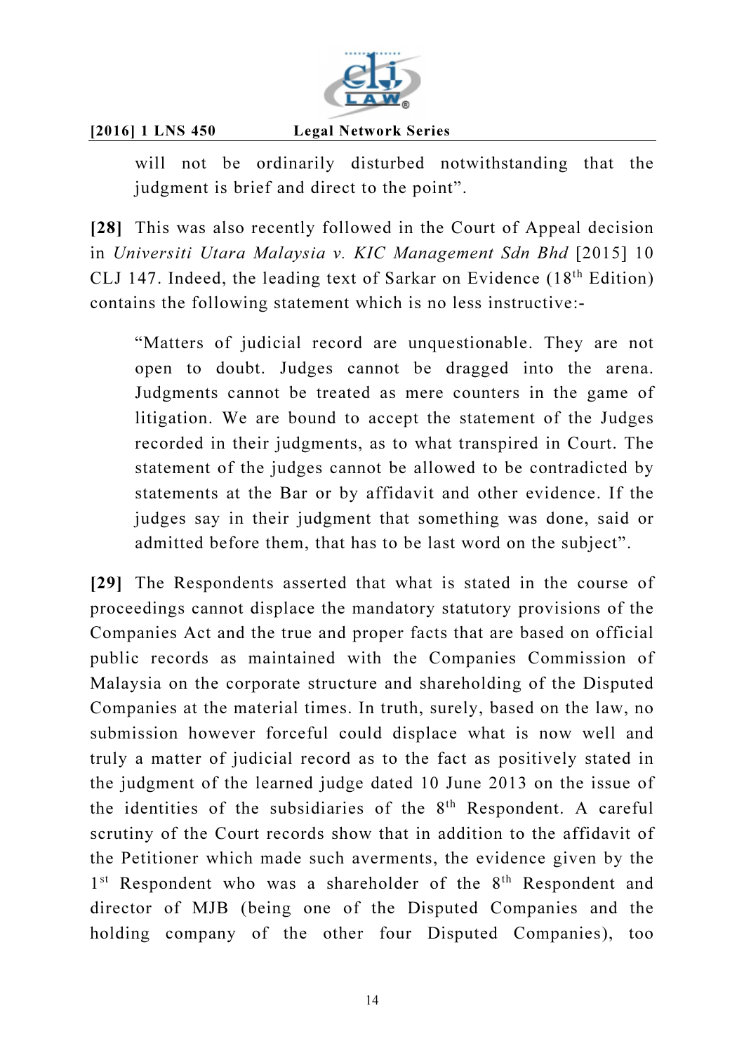will not be ordinarily disturbed notwithstanding that the judgment is brief and direct to the point".

**[28]** This was also recently followed in the Court of Appeal decision in *Universiti Utara Malaysia v. KIC Management Sdn Bhd* [2015] 10 CLJ 147. Indeed, the leading text of Sarkar on Evidence (18th Edition) contains the following statement which is no less instructive:-

> "Matters of judicial record are unquestionable. They are not open to doubt. Judges cannot be dragged into the arena. Judgments cannot be treated as mere counters in the game of litigation. We are bound to accept the statement of the Judges recorded in their judgments, as to what transpired in Court. The statement of the judges cannot be allowed to be contradicted by statements at the Bar or by affidavit and other evidence. If the judges say in their judgment that something was done, said or admitted before them, that has to be last word on the subject".

**[29]** The Respondents asserted that what is stated in the course of proceedings cannot displace the mandatory statutory provisions of the Companies Act and the true and proper facts that are based on official public records as maintained with the Companies Commission of Malaysia on the corporate structure and shareholding of the Disputed Companies at the material times. In truth, surely, based on the law, no submission however forceful could displace what is now well and truly a matter of judicial record as to the fact as positively stated in the judgment of the learned judge dated 10 June 2013 on the issue of the identities of the subsidiaries of the 8th Respondent. A careful scrutiny of the Court records show that in addition to the affidavit of the Petitioner which made such averments, the evidence given by the 1st Respondent who was a shareholder of the 8th Respondent and director of MJB (being one of the Disputed Companies and the holding company of the other four Disputed Companies), too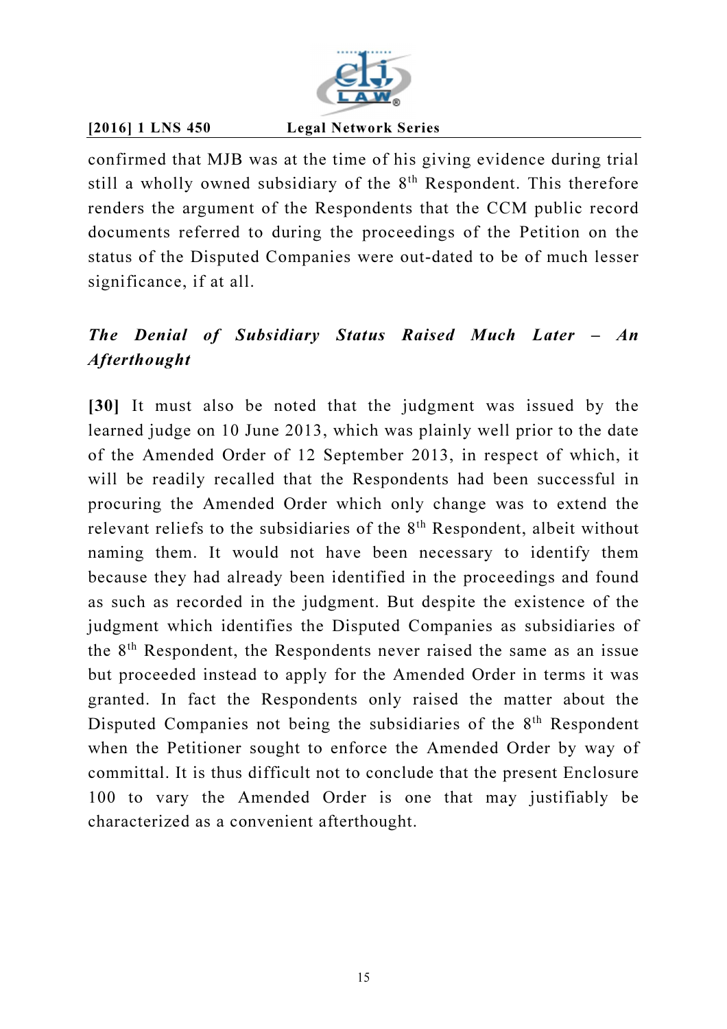confirmed that MJB was at the time of his giving evidence during trial still a wholly owned subsidiary of the 8th Respondent. This therefore renders the argument of the Respondents that the CCM public record documents referred to during the proceedings of the Petition on the status of the Disputed Companies were out-dated to be of much lesser significance, if at all.

***The Denial of Subsidiary Status Raised Much Later – An Afterthought***

**[30]** It must also be noted that the judgment was issued by the learned judge on 10 June 2013, which was plainly well prior to the date of the Amended Order of 12 September 2013, in respect of which, it will be readily recalled that the Respondents had been successful in procuring the Amended Order which only change was to extend the relevant reliefs to the subsidiaries of the 8th Respondent, albeit without naming them. It would not have been necessary to identify them because they had already been identified in the proceedings and found as such as recorded in the judgment. But despite the existence of the judgment which identifies the Disputed Companies as subsidiaries of the 8th Respondent, the Respondents never raised the same as an issue but proceeded instead to apply for the Amended Order in terms it was granted. In fact the Respondents only raised the matter about the Disputed Companies not being the subsidiaries of the 8th Respondent when the Petitioner sought to enforce the Amended Order by way of committal. It is thus difficult not to conclude that the present Enclosure 100 to vary the Amended Order is one that may justifiably be characterized as a convenient afterthought.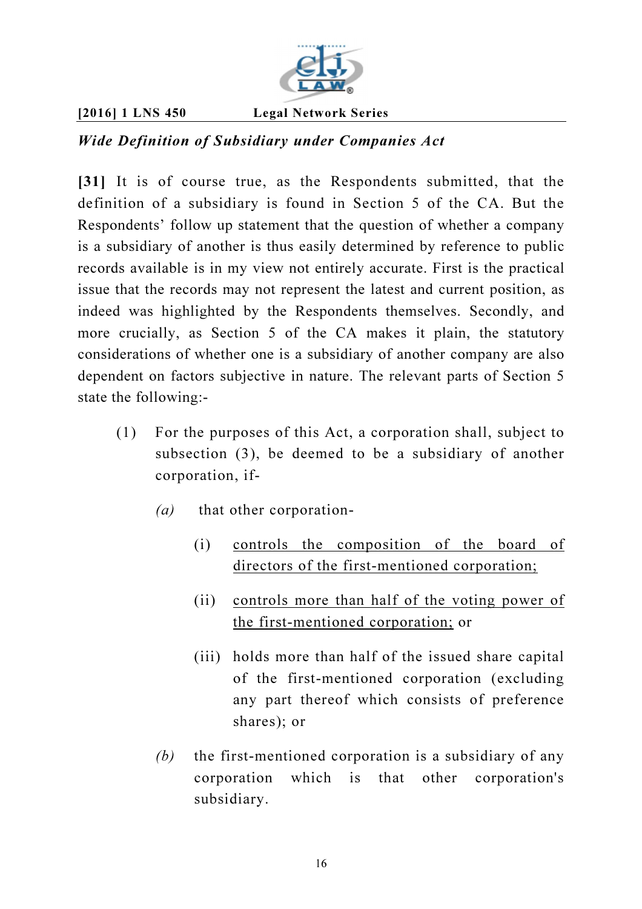*Wide Definition of Subsidiary under Companies Act*

**[31]** It is of course true, as the Respondents submitted, that the definition of a subsidiary is found in Section 5 of the CA. But the Respondents' follow up statement that the question of whether a company is a subsidiary of another is thus easily determined by reference to public records available is in my view not entirely accurate. First is the practical issue that the records may not represent the latest and current position, as indeed was highlighted by the Respondents themselves. Secondly, and more crucially, as Section 5 of the CA makes it plain, the statutory considerations of whether one is a subsidiary of another company are also dependent on factors subjective in nature. The relevant parts of Section 5 state the following:-

> (1) For the purposes of this Act, a corporation shall, subject to subsection (3), be deemed to be a subsidiary of another corporation, if-
>
> *(a)* that other corporation-
>
> (i) <u>controls the composition of the board of directors of the first-mentioned corporation;</u>
>
> (ii) <u>controls more than half of the voting power of the first-mentioned corporation;</u> or
>
> (iii) holds more than half of the issued share capital of the first-mentioned corporation (excluding any part thereof which consists of preference shares); or
>
> *(b)* the first-mentioned corporation is a subsidiary of any corporation which is that other corporation's subsidiary.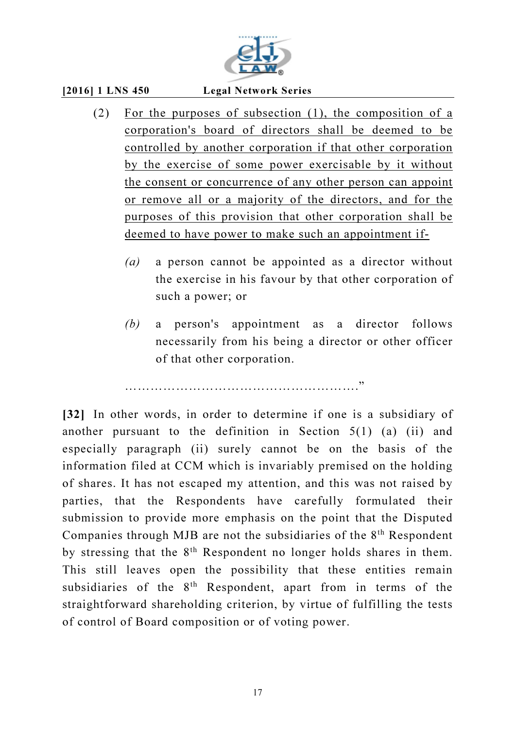(2) For the purposes of subsection (1), the composition of a corporation's board of directors shall be deemed to be controlled by another corporation if that other corporation by the exercise of some power exercisable by it without the consent or concurrence of any other person can appoint or remove all or a majority of the directors, and for the purposes of this provision that other corporation shall be deemed to have power to make such an appointment if-

> *(a)* a person cannot be appointed as a director without the exercise in his favour by that other corporation of such a power; or
>
> *(b)* a person's appointment as a director follows necessarily from his being a director or other officer of that other corporation.

………………………………………………."

**[32]** In other words, in order to determine if one is a subsidiary of another pursuant to the definition in Section 5(1) (a) (ii) and especially paragraph (ii) surely cannot be on the basis of the information filed at CCM which is invariably premised on the holding of shares. It has not escaped my attention, and this was not raised by parties, that the Respondents have carefully formulated their submission to provide more emphasis on the point that the Disputed Companies through MJB are not the subsidiaries of the 8th Respondent by stressing that the 8th Respondent no longer holds shares in them. This still leaves open the possibility that these entities remain subsidiaries of the 8th Respondent, apart from in terms of the straightforward shareholding criterion, by virtue of fulfilling the tests of control of Board composition or of voting power.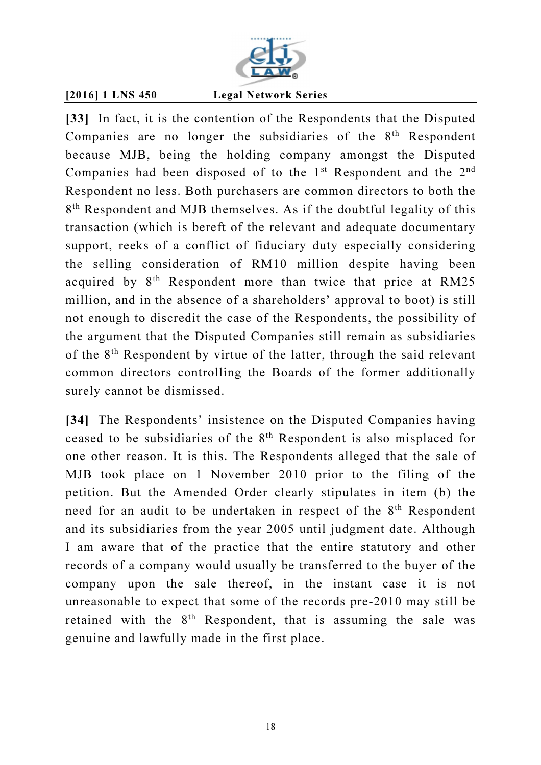**[33]** In fact, it is the contention of the Respondents that the Disputed Companies are no longer the subsidiaries of the 8th Respondent because MJB, being the holding company amongst the Disputed Companies had been disposed of to the 1st Respondent and the 2nd Respondent no less. Both purchasers are common directors to both the 8th Respondent and MJB themselves. As if the doubtful legality of this transaction (which is bereft of the relevant and adequate documentary support, reeks of a conflict of fiduciary duty especially considering the selling consideration of RM10 million despite having been acquired by 8th Respondent more than twice that price at RM25 million, and in the absence of a shareholders' approval to boot) is still not enough to discredit the case of the Respondents, the possibility of the argument that the Disputed Companies still remain as subsidiaries of the 8th Respondent by virtue of the latter, through the said relevant common directors controlling the Boards of the former additionally surely cannot be dismissed.

**[34]** The Respondents' insistence on the Disputed Companies having ceased to be subsidiaries of the 8th Respondent is also misplaced for one other reason. It is this. The Respondents alleged that the sale of MJB took place on 1 November 2010 prior to the filing of the petition. But the Amended Order clearly stipulates in item (b) the need for an audit to be undertaken in respect of the 8th Respondent and its subsidiaries from the year 2005 until judgment date. Although I am aware that of the practice that the entire statutory and other records of a company would usually be transferred to the buyer of the company upon the sale thereof, in the instant case it is not unreasonable to expect that some of the records pre-2010 may still be retained with the 8th Respondent, that is assuming the sale was genuine and lawfully made in the first place.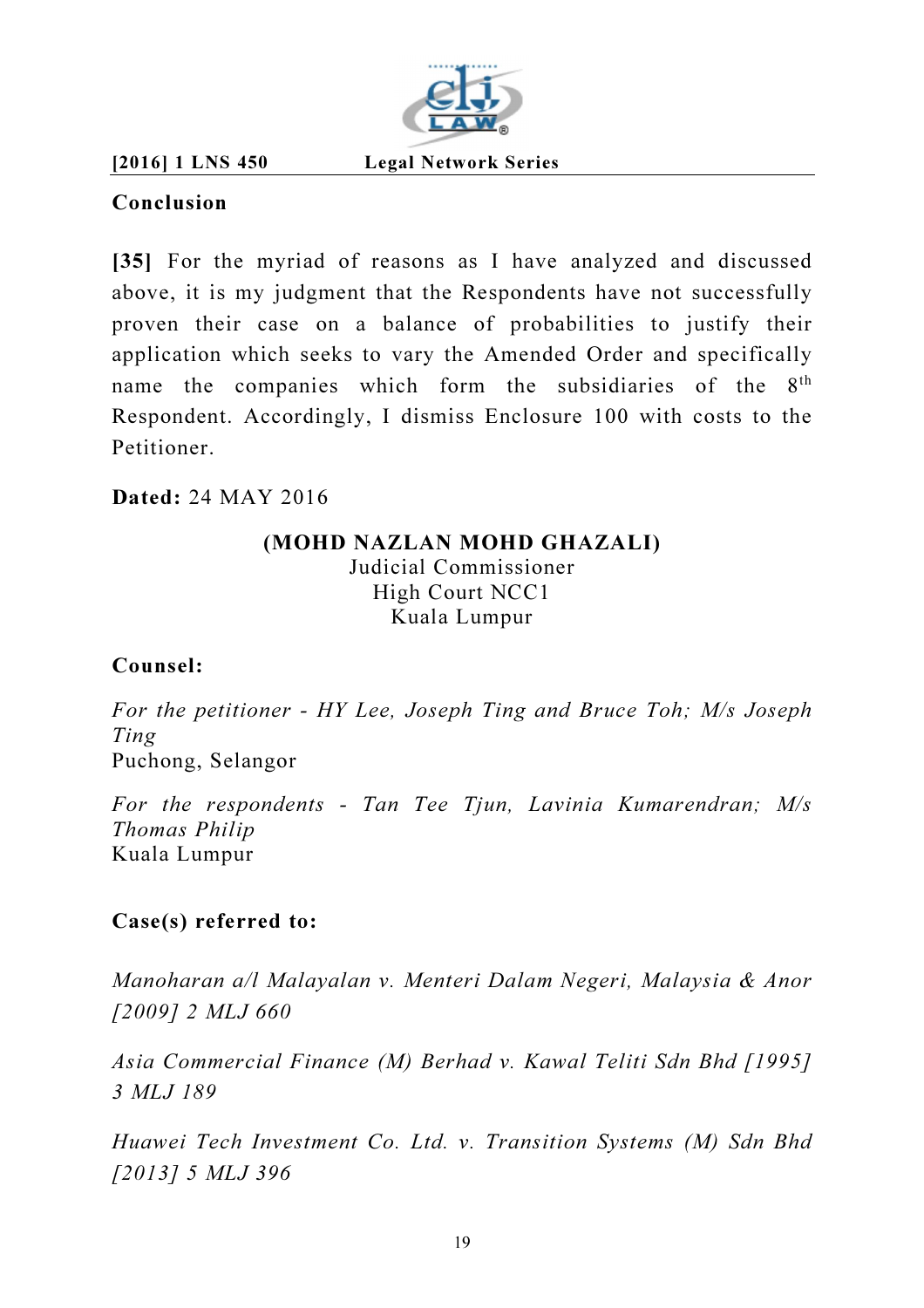**Conclusion**

**[35]** For the myriad of reasons as I have analyzed and discussed above, it is my judgment that the Respondents have not successfully proven their case on a balance of probabilities to justify their application which seeks to vary the Amended Order and specifically name the companies which form the subsidiaries of the 8th Respondent. Accordingly, I dismiss Enclosure 100 with costs to the Petitioner.

**Dated:** 24 MAY 2016

**(MOHD NAZLAN MOHD GHAZALI)**
Judicial Commissioner
High Court NCC1
Kuala Lumpur

**Counsel:**

*For the petitioner - HY Lee, Joseph Ting and Bruce Toh; M/s Joseph Ting*
Puchong, Selangor

*For the respondents - Tan Tee Tjun, Lavinia Kumarendran; M/s Thomas Philip*
Kuala Lumpur

**Case(s) referred to:**

*Manoharan a/l Malayalan v. Menteri Dalam Negeri, Malaysia & Anor [2009] 2 MLJ 660*

*Asia Commercial Finance (M) Berhad v. Kawal Teliti Sdn Bhd [1995] 3 MLJ 189*

*Huawei Tech Investment Co. Ltd. v. Transition Systems (M) Sdn Bhd [2013] 5 MLJ 396*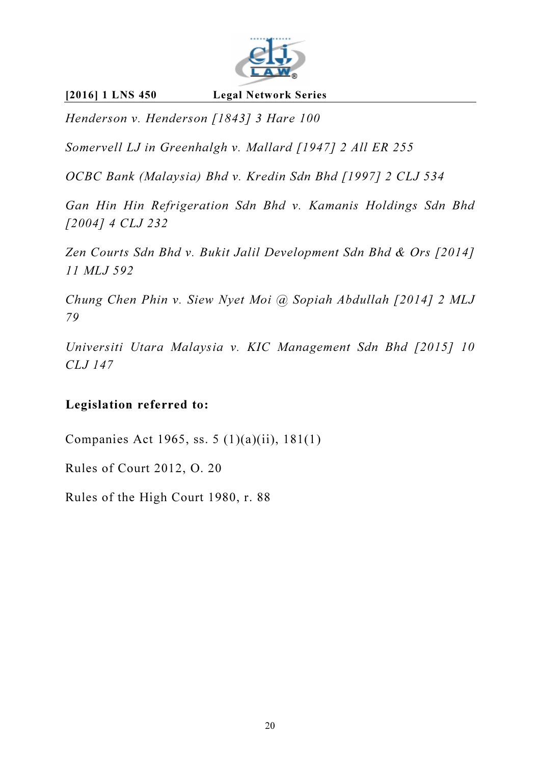*Henderson v. Henderson [1843] 3 Hare 100*

*Somervell LJ in Greenhalgh v. Mallard [1947] 2 All ER 255*

*OCBC Bank (Malaysia) Bhd v. Kredin Sdn Bhd [1997] 2 CLJ 534*

*Gan Hin Hin Refrigeration Sdn Bhd v. Kamanis Holdings Sdn Bhd [2004] 4 CLJ 232*

*Zen Courts Sdn Bhd v. Bukit Jalil Development Sdn Bhd & Ors [2014] 11 MLJ 592*

*Chung Chen Phin v. Siew Nyet Moi @ Sopiah Abdullah [2014] 2 MLJ 79*

*Universiti Utara Malaysia v. KIC Management Sdn Bhd [2015] 10 CLJ 147*

**Legislation referred to:**

Companies Act 1965, ss. 5 (1)(a)(ii), 181(1)

Rules of Court 2012, O. 20

Rules of the High Court 1980, r. 88